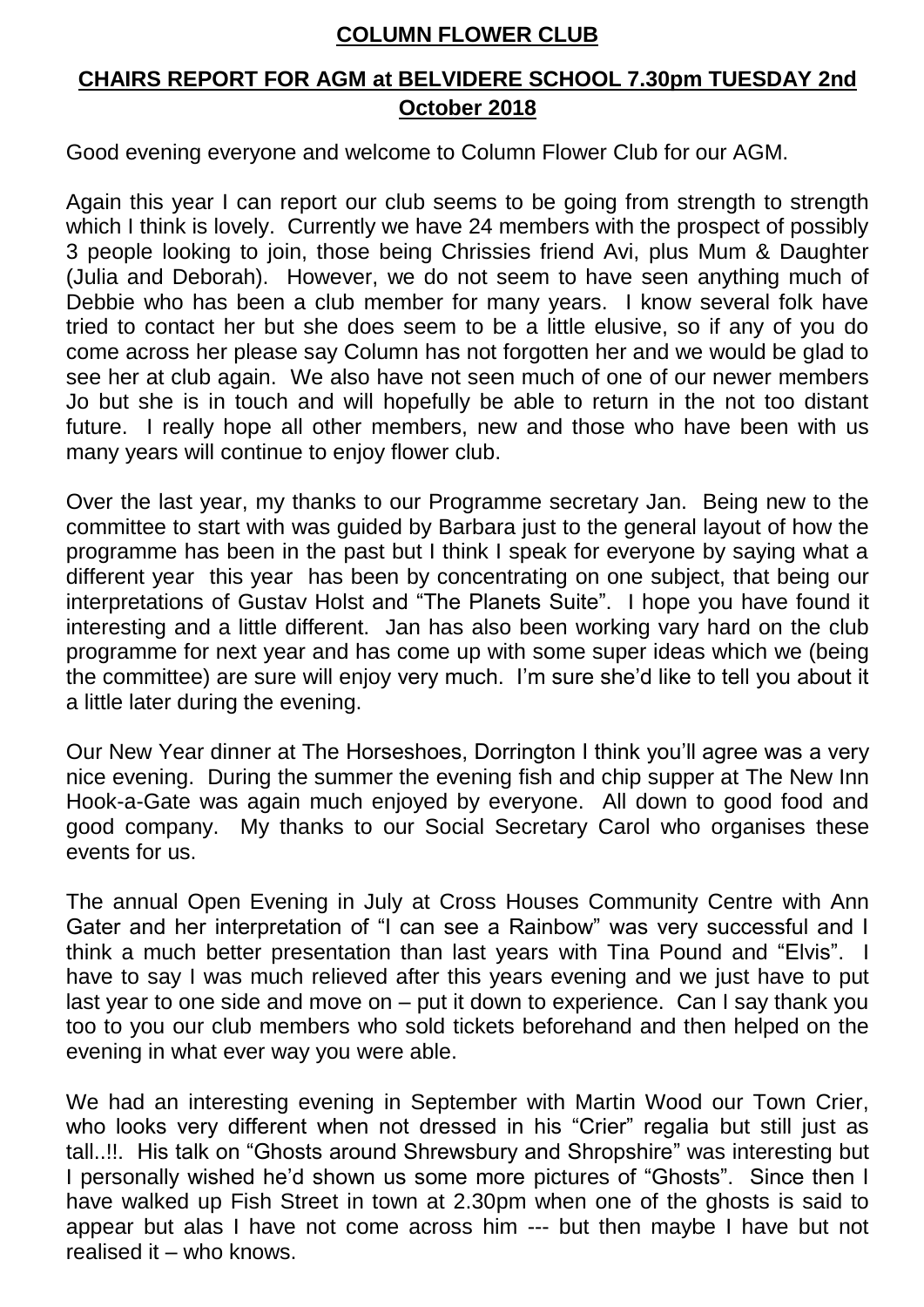# COLUMN FLOWER CLUB

## CHAIRS REPORT FOR AGM at BELVIDERE SCHOOL 7.30pm TUESDAY 2nd October 2018

Good evening everyone and welcome to Column Flower Club for our AGM.

Again this year I can report our club seems to be going from strength to strength which I think is lovely. Currently we have 24 members with the prospect of possibly 3 people looking to join, those being Chrissies friend Avi, plus Mum & Daughter (Julia and Deborah). However, we do not seem to have seen anything much of Debbie who has been a club member for many years. I know several folk have tried to contact her but she does seem to be a little elusive, so if any of you do come across her please say Column has not forgotten her and we would be glad to see her at club again. We also have not seen much of one of our newer members Jo but she is in touch and will hopefully be able to return in the not too distant future. I really hope all other members, new and those who have been with us many years will continue to enjoy flower club.

Over the last year, my thanks to our Programme secretary Jan. Being new to the committee to start with was guided by Barbara just to the general layout of how the programme has been in the past but I think I speak for everyone by saying what a different year this year has been by concentrating on one subject, that being our interpretations of Gustav Holst and "The Planets Suite". I hope you have found it interesting and a little different. Jan has also been working vary hard on the club programme for next year and has come up with some super ideas which we (being the committee) are sure will enjoy very much. I'm sure she'd like to tell you about it a little later during the evening.

Our New Year dinner at The Horseshoes, Dorrington I think you'll agree was a very nice evening. During the summer the evening fish and chip supper at The New Inn Hook-a-Gate was again much enjoyed by everyone. All down to good food and good company. My thanks to our Social Secretary Carol who organises these events for us.

The annual Open Evening in July at Cross Houses Community Centre with Ann Gater and her interpretation of "I can see a Rainbow" was very successful and I think a much better presentation than last years with Tina Pound and "Elvis". I have to say I was much relieved after this years evening and we just have to put last year to one side and move on – put it down to experience. Can I say thank you too to you our club members who sold tickets beforehand and then helped on the evening in what ever way you were able.

We had an interesting evening in September with Martin Wood our Town Crier, who looks very different when not dressed in his "Crier" regalia but still just as tall..!!. His talk on "Ghosts around Shrewsbury and Shropshire" was interesting but I personally wished he'd shown us some more pictures of "Ghosts". Since then I have walked up Fish Street in town at 2.30pm when one of the ghosts is said to appear but alas I have not come across him --- but then maybe I have but not realised it – who knows.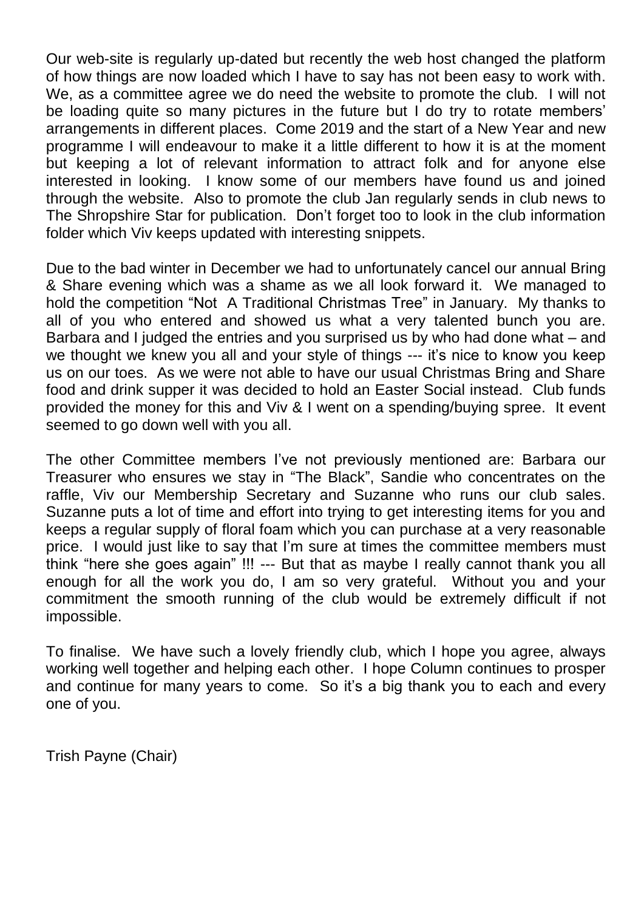Our web-site is regularly up-dated but recently the web host changed the platform of how things are now loaded which I have to say has not been easy to work with. We, as a committee agree we do need the website to promote the club. I will not be loading quite so many pictures in the future but I do try to rotate members' arrangements in different places. Come 2019 and the start of a New Year and new programme I will endeavour to make it a little different to how it is at the moment but keeping a lot of relevant information to attract folk and for anyone else interested in looking. I know some of our members have found us and joined through the website. Also to promote the club Jan regularly sends in club news to The Shropshire Star for publication. Don't forget too to look in the club information folder which Viv keeps updated with interesting snippets.

Due to the bad winter in December we had to unfortunately cancel our annual Bring & Share evening which was a shame as we all look forward it. We managed to hold the competition "Not A Traditional Christmas Tree" in January. My thanks to all of you who entered and showed us what a very talented bunch you are. Barbara and I judged the entries and you surprised us by who had done what – and we thought we knew you all and your style of things --- it's nice to know you keep us on our toes. As we were not able to have our usual Christmas Bring and Share food and drink supper it was decided to hold an Easter Social instead. Club funds provided the money for this and Viv & I went on a spending/buying spree. It event seemed to go down well with you all.

The other Committee members I've not previously mentioned are: Barbara our Treasurer who ensures we stay in "The Black", Sandie who concentrates on the raffle, Viv our Membership Secretary and Suzanne who runs our club sales. Suzanne puts a lot of time and effort into trying to get interesting items for you and keeps a regular supply of floral foam which you can purchase at a very reasonable price. I would just like to say that I'm sure at times the committee members must think "here she goes again" !!! --- But that as maybe I really cannot thank you all enough for all the work you do, I am so very grateful. Without you and your commitment the smooth running of the club would be extremely difficult if not impossible.

To finalise. We have such a lovely friendly club, which I hope you agree, always working well together and helping each other. I hope Column continues to prosper and continue for many years to come. So it's a big thank you to each and every one of you.

Trish Payne (Chair)